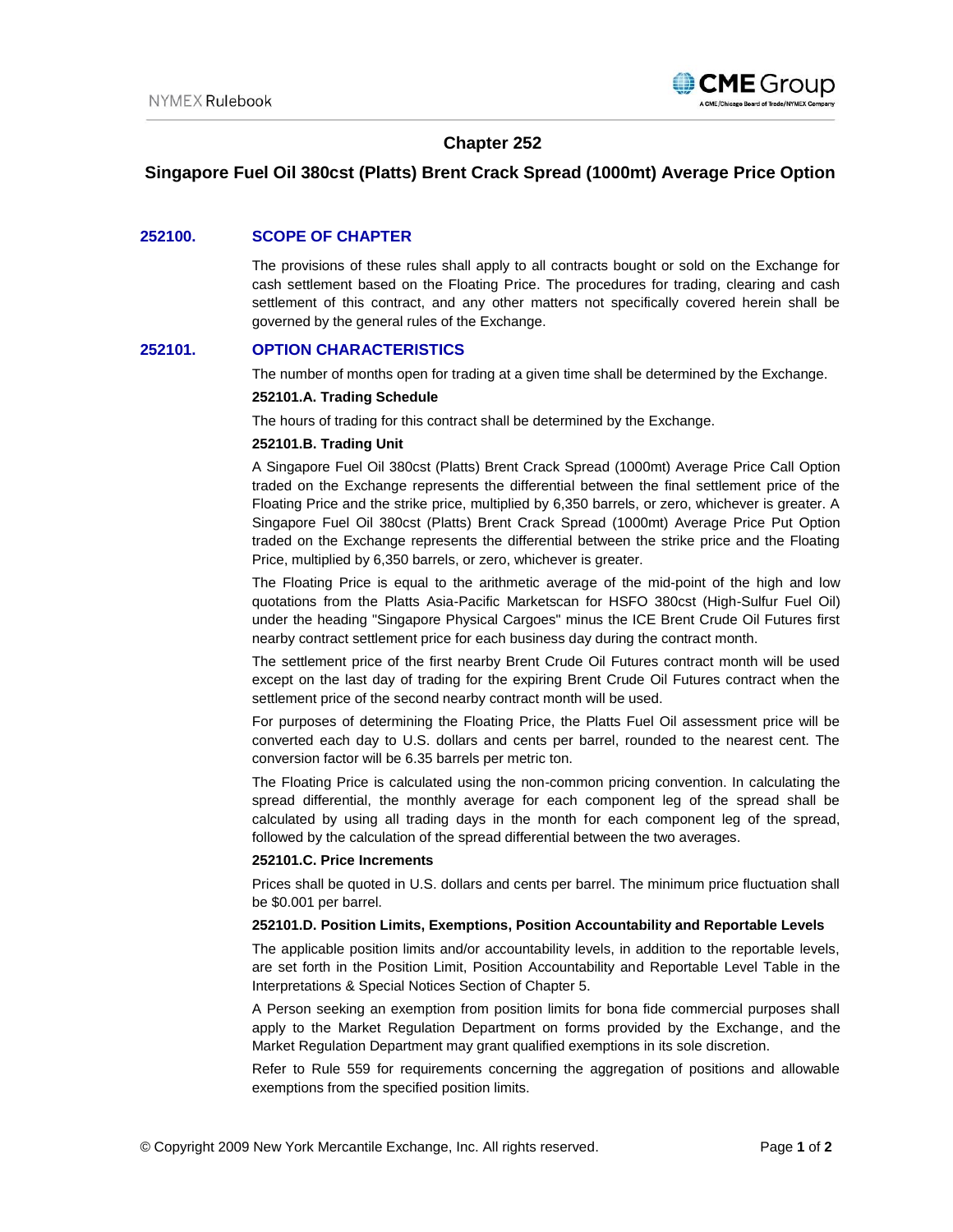# Chapter 252

## Singapore Fuel Oil 380cst (Platts) Brent Crack Spread (1000mt) Average Price Option

### 252100. SCOPE OF CHAPTER

The provisions of these rules shall apply to all contracts bought or sold on the Exchange for cash settlement based on the Floating Price. The procedures for trading, clearing and cash settlement of this contract, and any other matters not specifically covered herein shall be governed by the general rules of the Exchange.

### 252101. OPTION CHARACTERISTICS

The number of months open for trading at a given time shall be determined by the Exchange.

**252101.A. Trading Schedule**

The hours of trading for this contract shall be determined by the Exchange.

**252101.B. Trading Unit**

A Singapore Fuel Oil 380cst (Platts) Brent Crack Spread (1000mt) Average Price Call Option traded on the Exchange represents the differential between the final settlement price of the Floating Price and the strike price, multiplied by 6,350 barrels, or zero, whichever is greater. A Singapore Fuel Oil 380cst (Platts) Brent Crack Spread (1000mt) Average Price Put Option traded on the Exchange represents the differential between the strike price and the Floating Price, multiplied by 6,350 barrels, or zero, whichever is greater.

The Floating Price is equal to the arithmetic average of the mid-point of the high and low quotations from the Platts Asia-Pacific Marketscan for HSFO 380cst (High-Sulfur Fuel Oil) under the heading "Singapore Physical Cargoes" minus the ICE Brent Crude Oil Futures first nearby contract settlement price for each business day during the contract month.

The settlement price of the first nearby Brent Crude Oil Futures contract month will be used except on the last day of trading for the expiring Brent Crude Oil Futures contract when the settlement price of the second nearby contract month will be used.

For purposes of determining the Floating Price, the Platts Fuel Oil assessment price will be converted each day to U.S. dollars and cents per barrel, rounded to the nearest cent. The conversion factor will be 6.35 barrels per metric ton.

The Floating Price is calculated using the non-common pricing convention. In calculating the spread differential, the monthly average for each component leg of the spread shall be calculated by using all trading days in the month for each component leg of the spread, followed by the calculation of the spread differential between the two averages.

**252101.C. Price Increments**

Prices shall be quoted in U.S. dollars and cents per barrel. The minimum price fluctuation shall be $0.001 per barrel.

**252101.D. Position Limits, Exemptions, Position Accountability and Reportable Levels**

The applicable position limits and/or accountability levels, in addition to the reportable levels, are set forth in the Position Limit, Position Accountability and Reportable Level Table in the Interpretations & Special Notices Section of Chapter 5.

A Person seeking an exemption from position limits for bona fide commercial purposes shall apply to the Market Regulation Department on forms provided by the Exchange, and the Market Regulation Department may grant qualified exemptions in its sole discretion.

Refer to Rule 559 for requirements concerning the aggregation of positions and allowable exemptions from the specified position limits.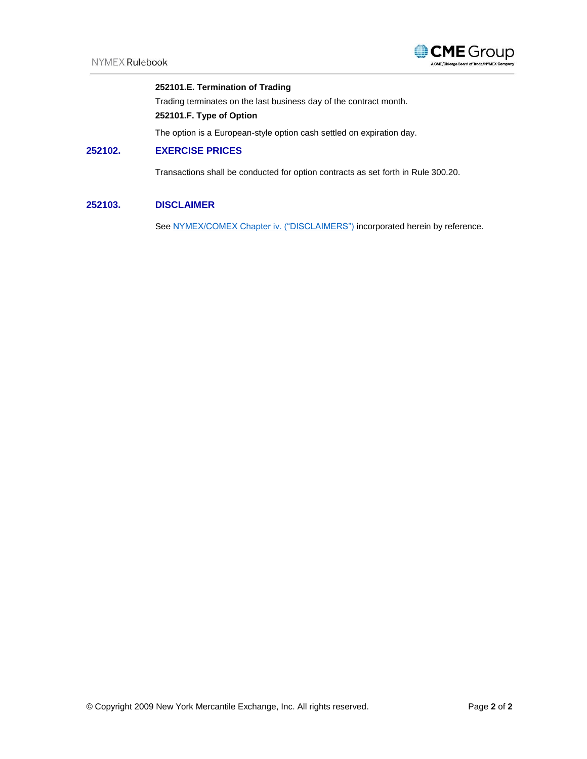**252101.E. Termination of Trading**

Trading terminates on the last business day of the contract month.

**252101.F. Type of Option**

The option is a European-style option cash settled on expiration day.

## 252102. EXERCISE PRICES

Transactions shall be conducted for option contracts as set forth in Rule 300.20.

## 252103. DISCLAIMER

See NYMEX/COMEX Chapter iv. ("DISCLAIMERS") incorporated herein by reference.

© Copyright 2009 New York Mercantile Exchange, Inc. All rights reserved.